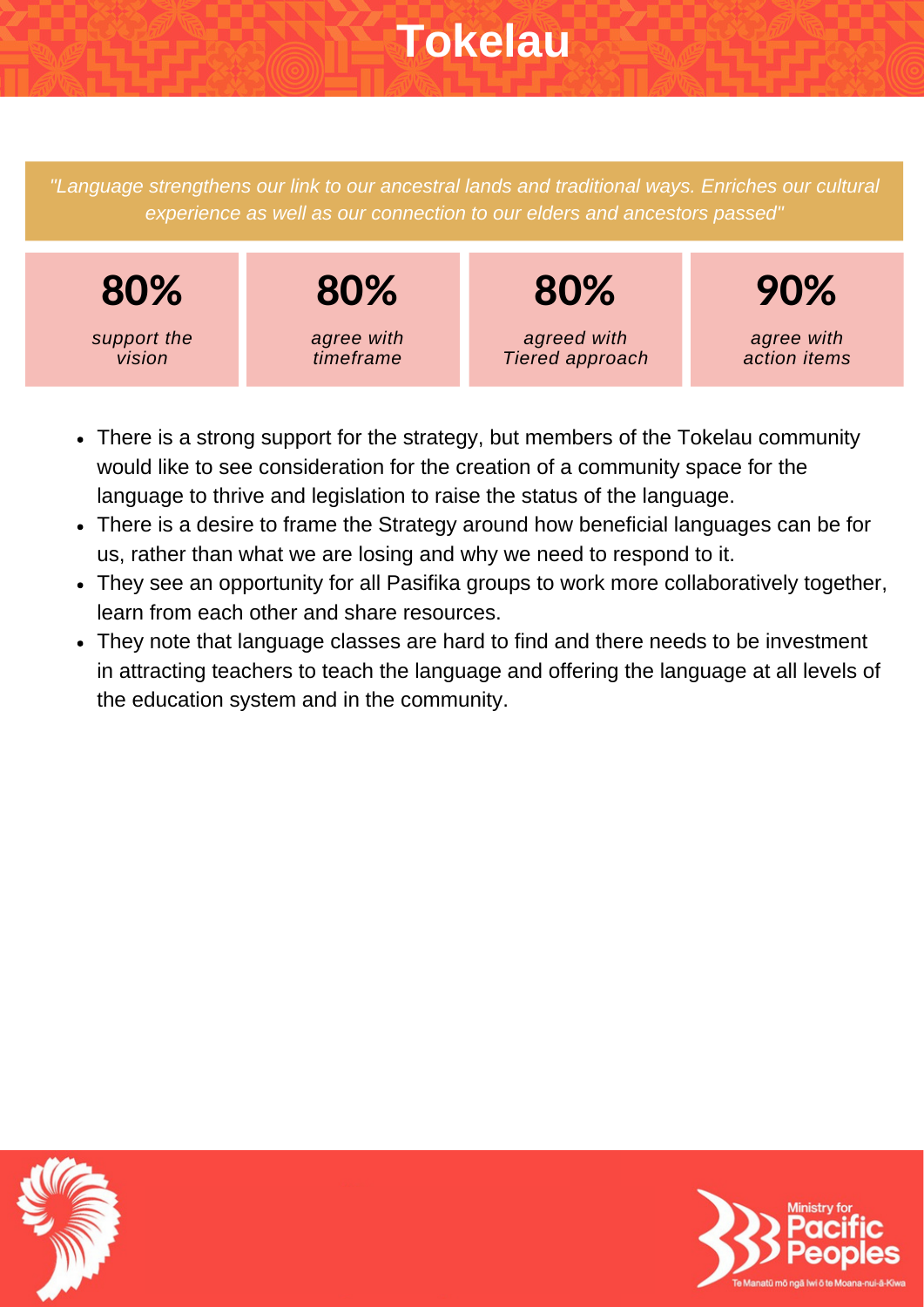# Tokelau

*"Language strengthens our link to our ancestral lands and traditional ways. Enriches our cultural experience as well as our connection to our elders and ancestors passed"*

| 80% | 80% | 80% | 90% |
|---|---|---|---|
| *support the vision* | *agree with timeframe* | *agreed with Tiered approach* | *agree with action items* |

- There is a strong support for the strategy, but members of the Tokelau community would like to see consideration for the creation of a community space for the language to thrive and legislation to raise the status of the language.
- There is a desire to frame the Strategy around how beneficial languages can be for us, rather than what we are losing and why we need to respond to it.
- They see an opportunity for all Pasifika groups to work more collaboratively together, learn from each other and share resources.
- They note that language classes are hard to find and there needs to be investment in attracting teachers to teach the language and offering the language at all levels of the education system and in the community.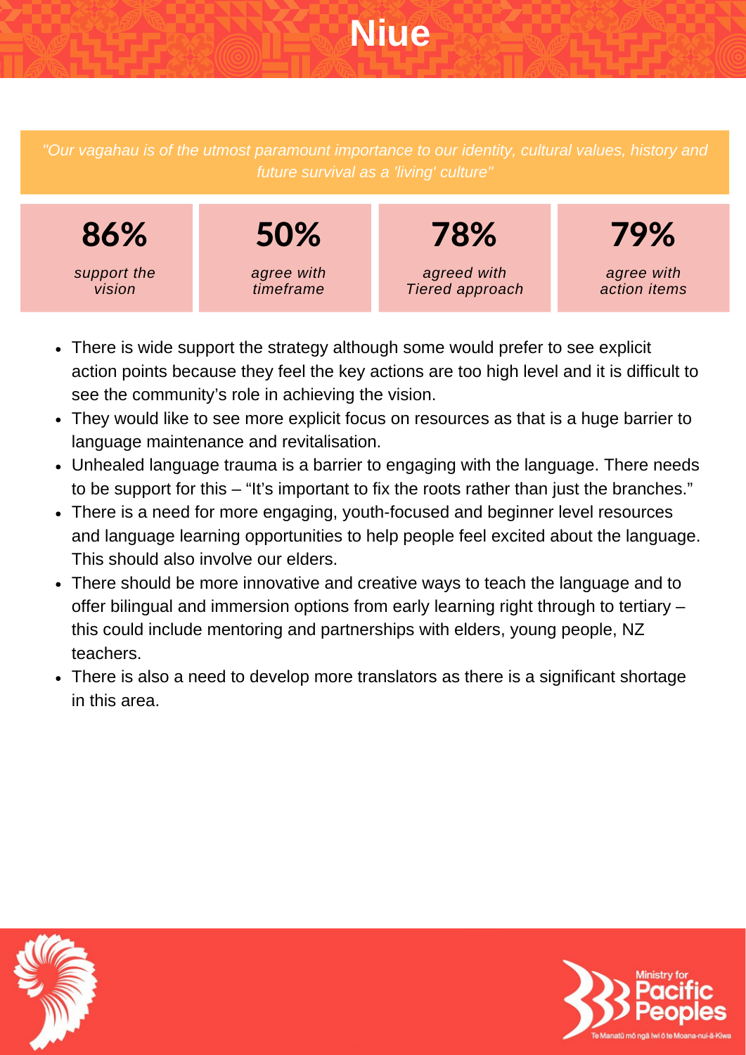# Niue

*"Our vagahau is of the utmost paramount importance to our identity, cultural values, history and future survival as a 'living' culture"*

| 86% | 50% | 78% | 79% |
|---|---|---|---|
| *support the vision* | *agree with timeframe* | *agreed with Tiered approach* | *agree with action items* |

- There is wide support the strategy although some would prefer to see explicit action points because they feel the key actions are too high level and it is difficult to see the community's role in achieving the vision.
- They would like to see more explicit focus on resources as that is a huge barrier to language maintenance and revitalisation.
- Unhealed language trauma is a barrier to engaging with the language. There needs to be support for this – "It's important to fix the roots rather than just the branches."
- There is a need for more engaging, youth-focused and beginner level resources and language learning opportunities to help people feel excited about the language. This should also involve our elders.
- There should be more innovative and creative ways to teach the language and to offer bilingual and immersion options from early learning right through to tertiary – this could include mentoring and partnerships with elders, young people, NZ teachers.
- There is also a need to develop more translators as there is a significant shortage in this area.

Ministry for Pacific Peoples
Te Manatū mō ngā Iwi ō te Moana-nui-ā-Kiwa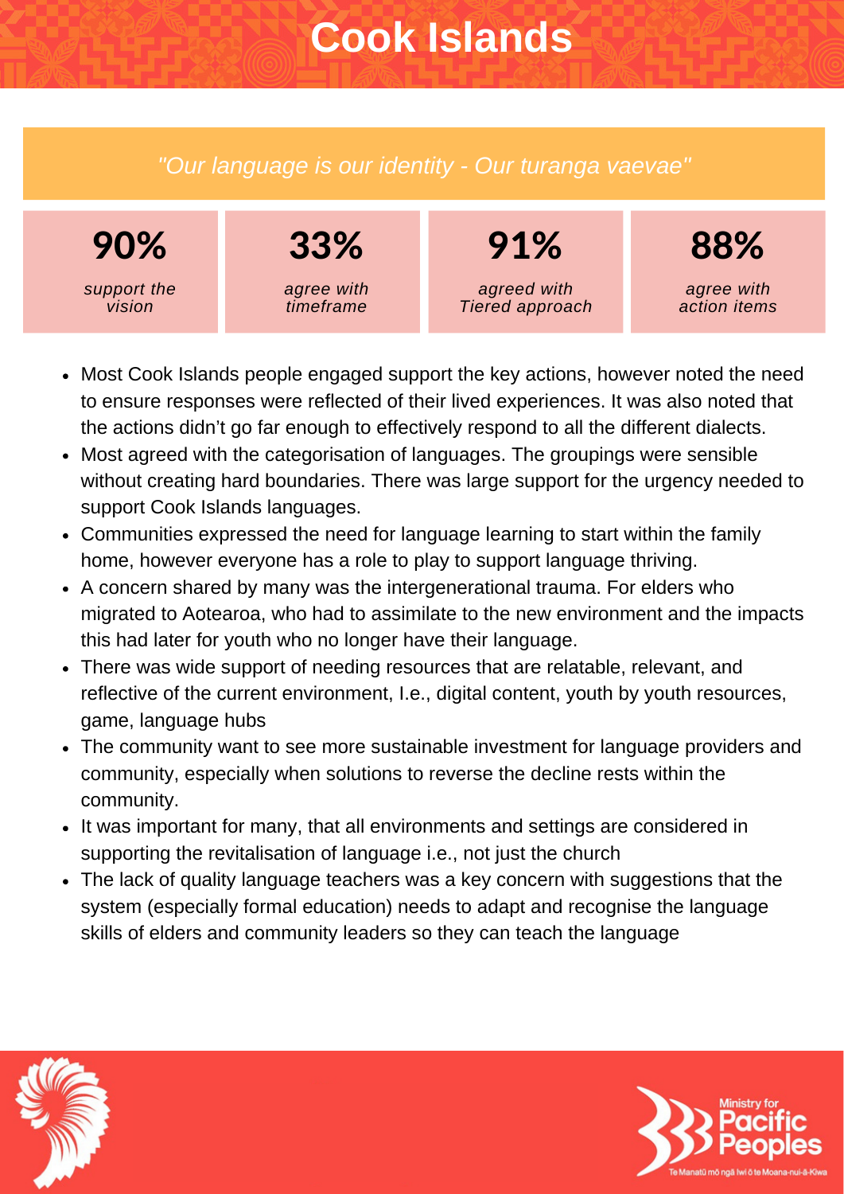# Cook Islands

*"Our language is our identity - Our turanga vaevae"*

| 90% | 33% | 91% | 88% |
|---|---|---|---|
| *support the vision* | *agree with timeframe* | *agreed with Tiered approach* | *agree with action items* |

- Most Cook Islands people engaged support the key actions, however noted the need to ensure responses were reflected of their lived experiences. It was also noted that the actions didn't go far enough to effectively respond to all the different dialects.
- Most agreed with the categorisation of languages. The groupings were sensible without creating hard boundaries. There was large support for the urgency needed to support Cook Islands languages.
- Communities expressed the need for language learning to start within the family home, however everyone has a role to play to support language thriving.
- A concern shared by many was the intergenerational trauma. For elders who migrated to Aotearoa, who had to assimilate to the new environment and the impacts this had later for youth who no longer have their language.
- There was wide support of needing resources that are relatable, relevant, and reflective of the current environment, I.e., digital content, youth by youth resources, game, language hubs
- The community want to see more sustainable investment for language providers and community, especially when solutions to reverse the decline rests within the community.
- It was important for many, that all environments and settings are considered in supporting the revitalisation of language i.e., not just the church
- The lack of quality language teachers was a key concern with suggestions that the system (especially formal education) needs to adapt and recognise the language skills of elders and community leaders so they can teach the language

Ministry for Pacific Peoples
Te Manatū mō ngā Iwi ō te Moana-nui-ā-Kiwa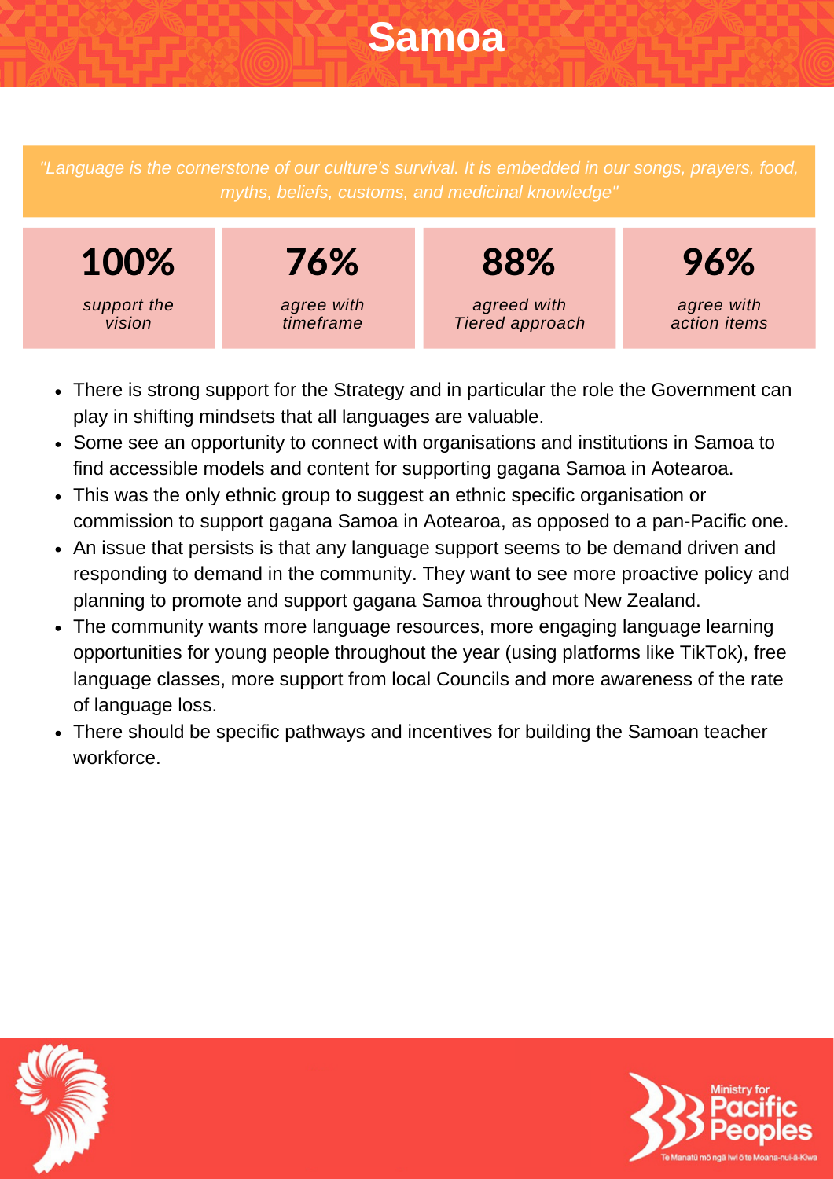# Samoa

*"Language is the cornerstone of our culture's survival. It is embedded in our songs, prayers, food, myths, beliefs, customs, and medicinal knowledge"*

| **100%** | **76%** | **88%** | **96%** |
|---|---|---|---|
| *support the vision* | *agree with timeframe* | *agreed with Tiered approach* | *agree with action items* |

- There is strong support for the Strategy and in particular the role the Government can play in shifting mindsets that all languages are valuable.
- Some see an opportunity to connect with organisations and institutions in Samoa to find accessible models and content for supporting gagana Samoa in Aotearoa.
- This was the only ethnic group to suggest an ethnic specific organisation or commission to support gagana Samoa in Aotearoa, as opposed to a pan-Pacific one.
- An issue that persists is that any language support seems to be demand driven and responding to demand in the community. They want to see more proactive policy and planning to promote and support gagana Samoa throughout New Zealand.
- The community wants more language resources, more engaging language learning opportunities for young people throughout the year (using platforms like TikTok), free language classes, more support from local Councils and more awareness of the rate of language loss.
- There should be specific pathways and incentives for building the Samoan teacher workforce.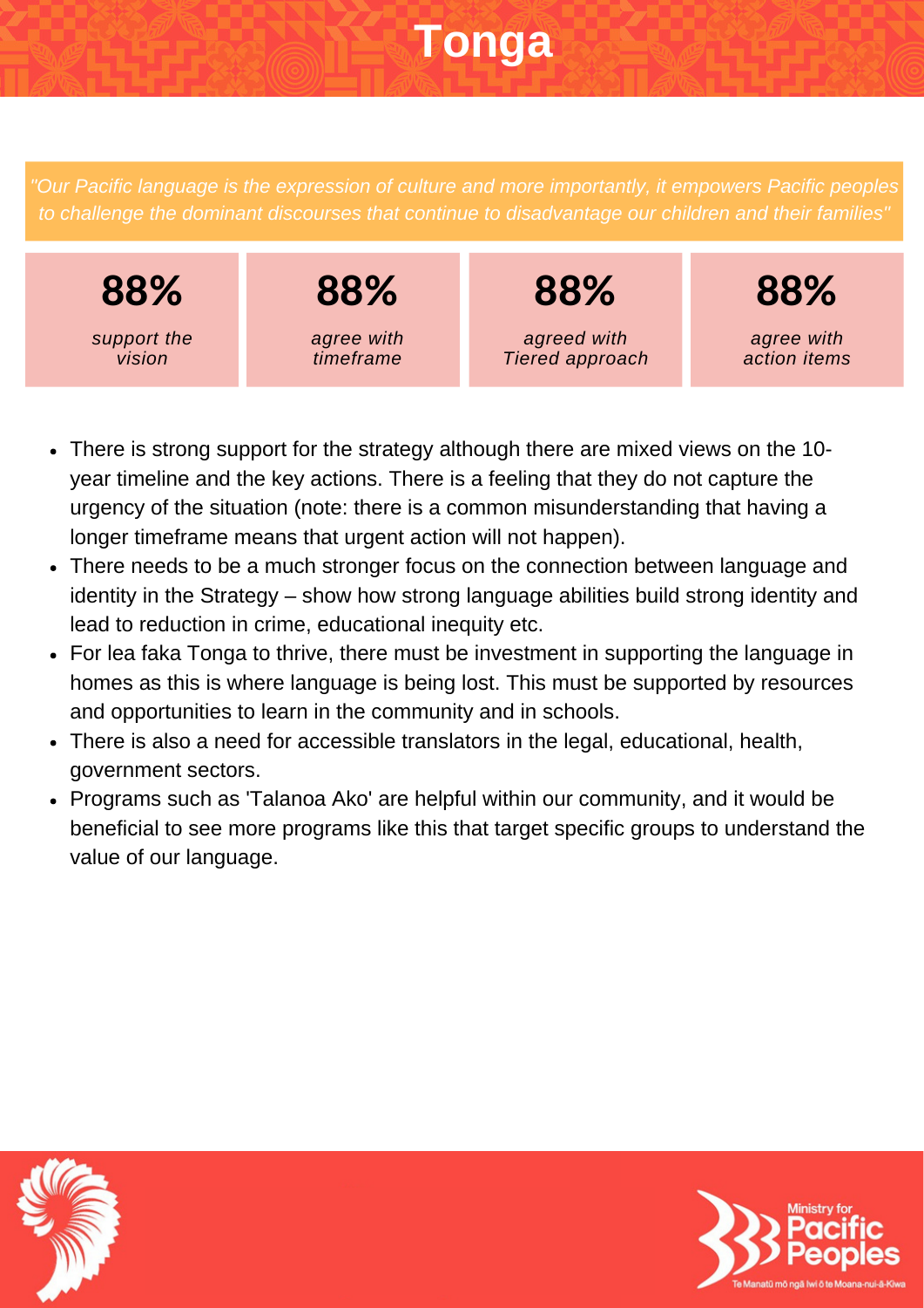# Tonga

*"Our Pacific language is the expression of culture and more importantly, it empowers Pacific peoples to challenge the dominant discourses that continue to disadvantage our children and their families"*

| 88% | 88% | 88% | 88% |
|---|---|---|---|
| *support the vision* | *agree with timeframe* | *agreed with Tiered approach* | *agree with action items* |

- There is strong support for the strategy although there are mixed views on the 10-year timeline and the key actions. There is a feeling that they do not capture the urgency of the situation (note: there is a common misunderstanding that having a longer timeframe means that urgent action will not happen).
- There needs to be a much stronger focus on the connection between language and identity in the Strategy – show how strong language abilities build strong identity and lead to reduction in crime, educational inequity etc.
- For lea faka Tonga to thrive, there must be investment in supporting the language in homes as this is where language is being lost. This must be supported by resources and opportunities to learn in the community and in schools.
- There is also a need for accessible translators in the legal, educational, health, government sectors.
- Programs such as 'Talanoa Ako' are helpful within our community, and it would be beneficial to see more programs like this that target specific groups to understand the value of our language.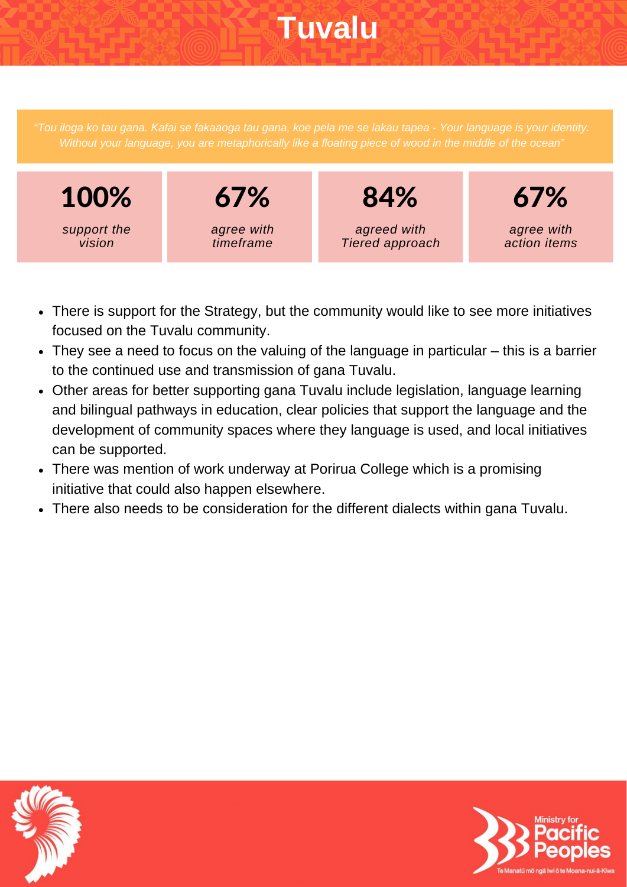# Tuvalu

*"Tou iloga ko tau gana. Kafai se fakaaoga tau gana, koe pela me se lakau tapea - Your language is your identity. Without your language, you are metaphorically like a floating piece of wood in the middle of the ocean"*

| 100% | 67% | 84% | 67% |
|---|---|---|---|
| *support the vision* | *agree with timeframe* | *agreed with Tiered approach* | *agree with action items* |

- There is support for the Strategy, but the community would like to see more initiatives focused on the Tuvalu community.
- They see a need to focus on the valuing of the language in particular – this is a barrier to the continued use and transmission of gana Tuvalu.
- Other areas for better supporting gana Tuvalu include legislation, language learning and bilingual pathways in education, clear policies that support the language and the development of community spaces where they language is used, and local initiatives can be supported.
- There was mention of work underway at Porirua College which is a promising initiative that could also happen elsewhere.
- There also needs to be consideration for the different dialects within gana Tuvalu.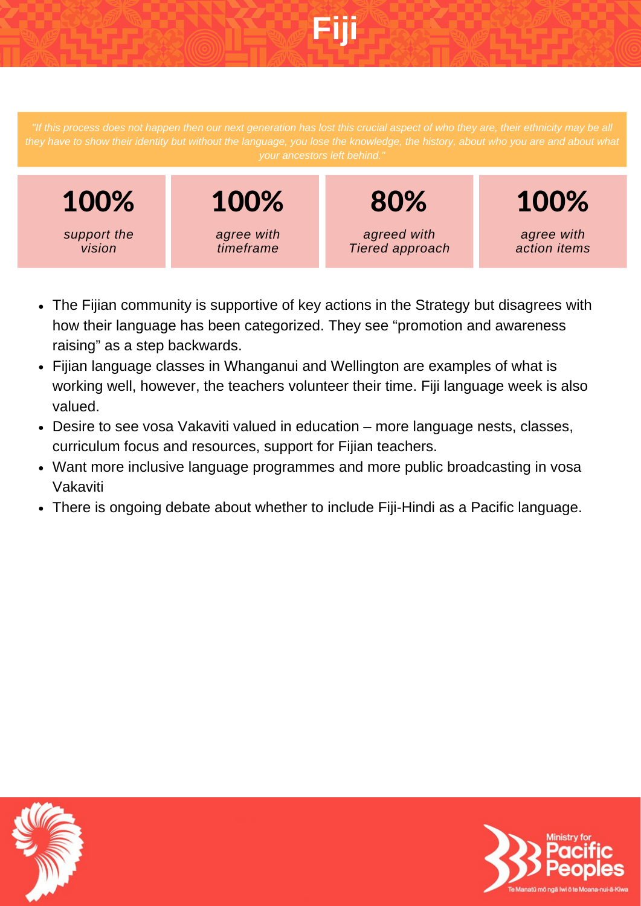# Fiji

*"If this process does not happen then our next generation has lost this crucial aspect of who they are, their ethnicity may be all they have to show their identity but without the language, you lose the knowledge, the history, about who you are and about what your ancestors left behind."*

| 100% | 100% | 80% | 100% |
|---|---|---|---|
| *support the vision* | *agree with timeframe* | *agreed with Tiered approach* | *agree with action items* |

- The Fijian community is supportive of key actions in the Strategy but disagrees with how their language has been categorized. They see "promotion and awareness raising" as a step backwards.
- Fijian language classes in Whanganui and Wellington are examples of what is working well, however, the teachers volunteer their time. Fiji language week is also valued.
- Desire to see vosa Vakaviti valued in education – more language nests, classes, curriculum focus and resources, support for Fijian teachers.
- Want more inclusive language programmes and more public broadcasting in vosa Vakaviti
- There is ongoing debate about whether to include Fiji-Hindi as a Pacific language.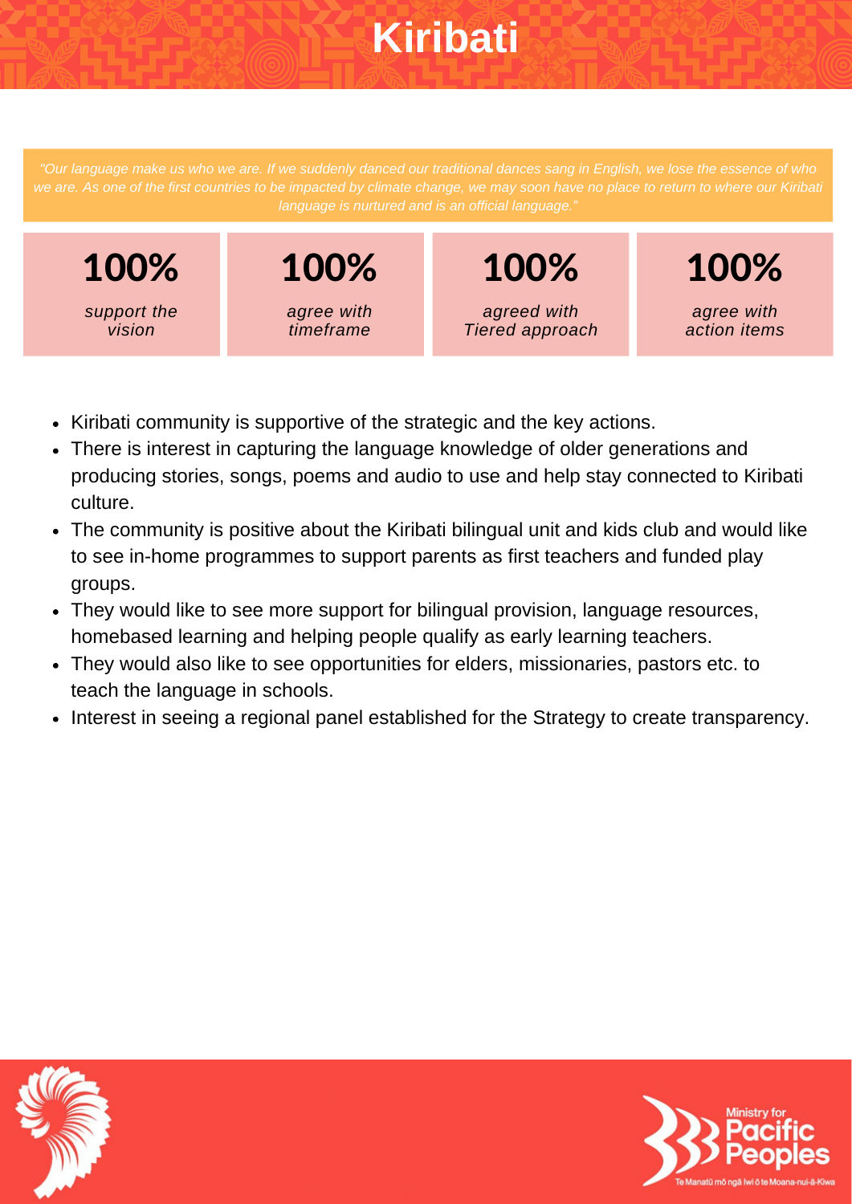# Kiribati

*"Our language make us who we are. If we suddenly danced our traditional dances sang in English, we lose the essence of who we are. As one of the first countries to be impacted by climate change, we may soon have no place to return to where our Kiribati language is nurtured and is an official language."*

| 100% | 100% | 100% | 100% |
|---|---|---|---|
| *support the vision* | *agree with timeframe* | *agreed with Tiered approach* | *agree with action items* |

- Kiribati community is supportive of the strategic and the key actions.
- There is interest in capturing the language knowledge of older generations and producing stories, songs, poems and audio to use and help stay connected to Kiribati culture.
- The community is positive about the Kiribati bilingual unit and kids club and would like to see in-home programmes to support parents as first teachers and funded play groups.
- They would like to see more support for bilingual provision, language resources, homebased learning and helping people qualify as early learning teachers.
- They would also like to see opportunities for elders, missionaries, pastors etc. to teach the language in schools.
- Interest in seeing a regional panel established for the Strategy to create transparency.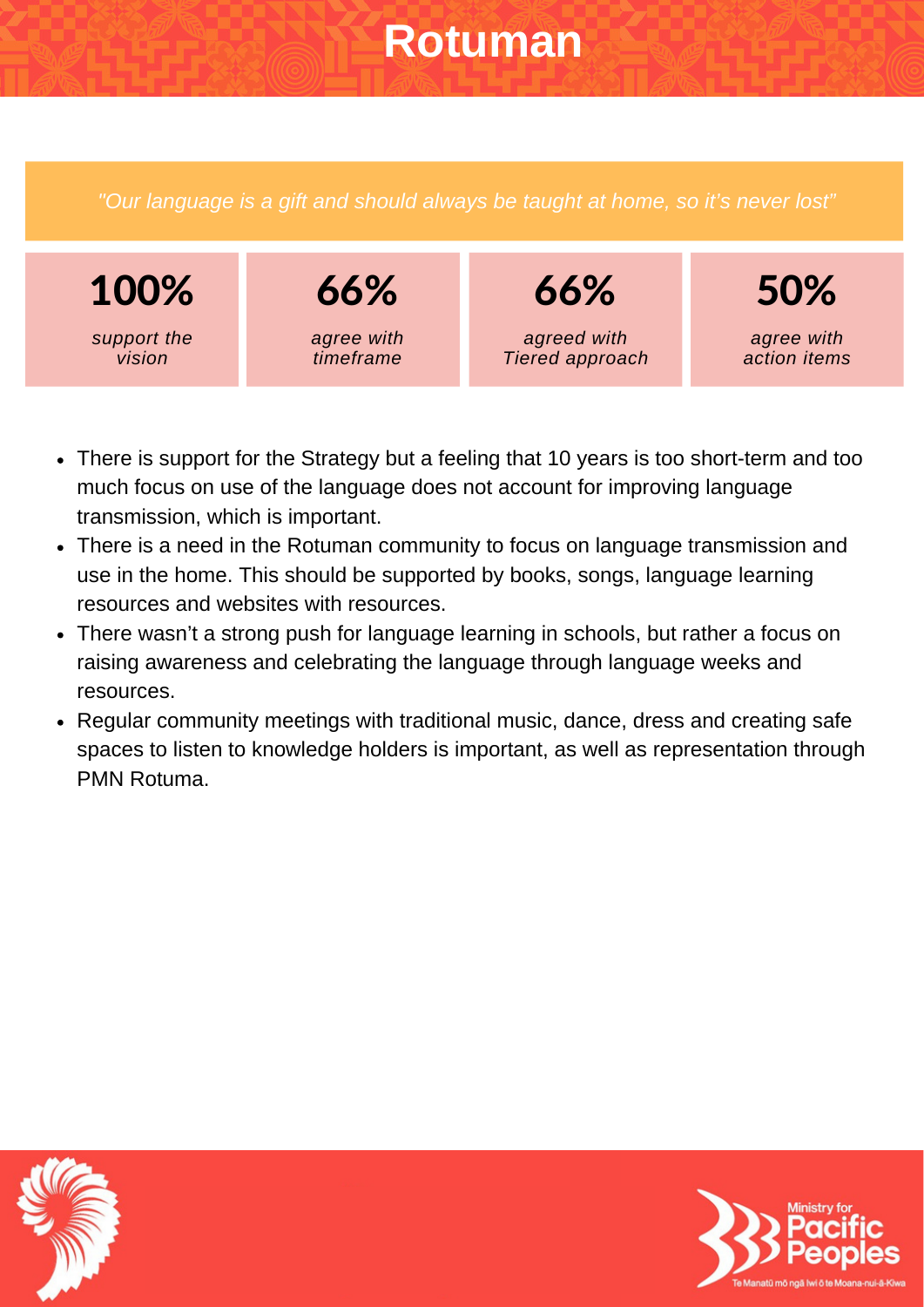# Rotuman

*"Our language is a gift and should always be taught at home, so it's never lost"*

| 100% | 66% | 66% | 50% |
|---|---|---|---|
| *support the vision* | *agree with timeframe* | *agreed with Tiered approach* | *agree with action items* |

- There is support for the Strategy but a feeling that 10 years is too short-term and too much focus on use of the language does not account for improving language transmission, which is important.
- There is a need in the Rotuman community to focus on language transmission and use in the home. This should be supported by books, songs, language learning resources and websites with resources.
- There wasn't a strong push for language learning in schools, but rather a focus on raising awareness and celebrating the language through language weeks and resources.
- Regular community meetings with traditional music, dance, dress and creating safe spaces to listen to knowledge holders is important, as well as representation through PMN Rotuma.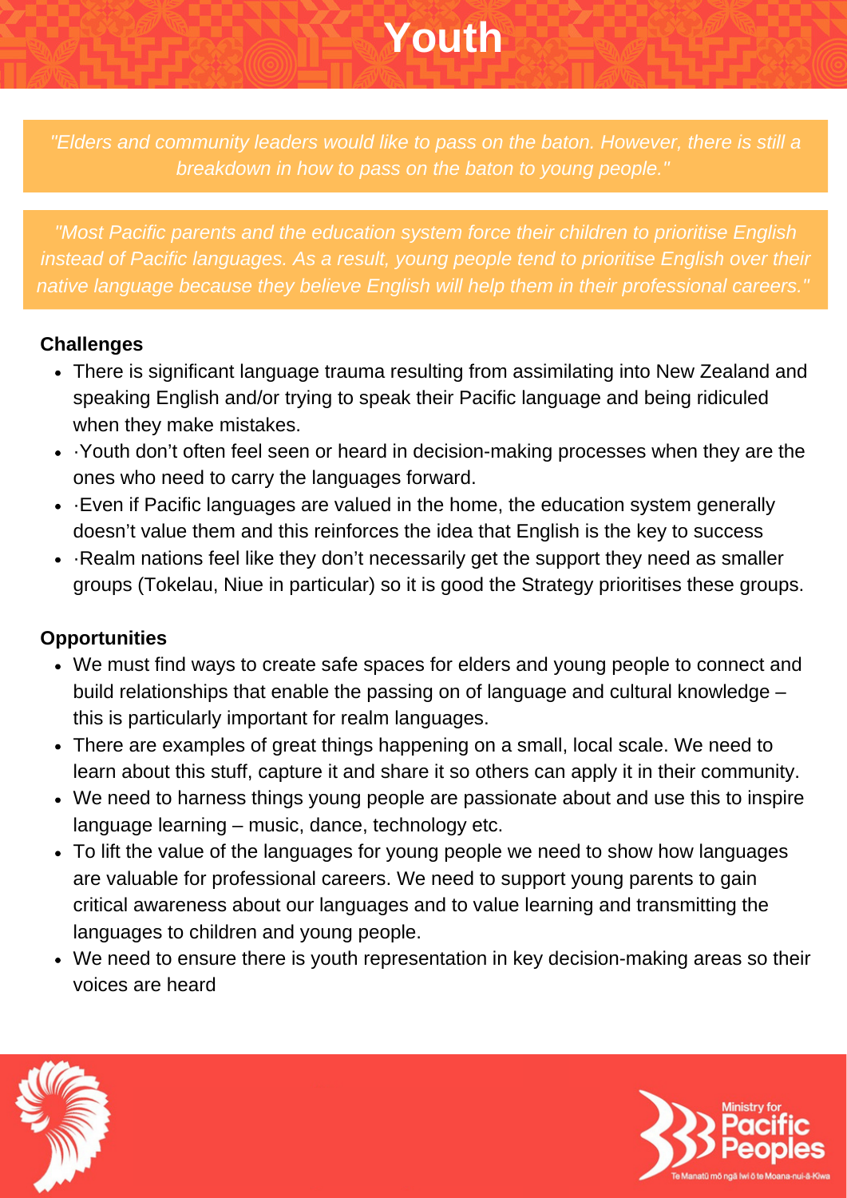# Youth

*"Elders and community leaders would like to pass on the baton. However, there is still a breakdown in how to pass on the baton to young people."*

*"Most Pacific parents and the education system force their children to prioritise English instead of Pacific languages. As a result, young people tend to prioritise English over their native language because they believe English will help them in their professional careers."*

**Challenges**

- There is significant language trauma resulting from assimilating into New Zealand and speaking English and/or trying to speak their Pacific language and being ridiculed when they make mistakes.
- ·Youth don't often feel seen or heard in decision-making processes when they are the ones who need to carry the languages forward.
- ·Even if Pacific languages are valued in the home, the education system generally doesn't value them and this reinforces the idea that English is the key to success
- ·Realm nations feel like they don't necessarily get the support they need as smaller groups (Tokelau, Niue in particular) so it is good the Strategy prioritises these groups.

**Opportunities**

- We must find ways to create safe spaces for elders and young people to connect and build relationships that enable the passing on of language and cultural knowledge – this is particularly important for realm languages.
- There are examples of great things happening on a small, local scale. We need to learn about this stuff, capture it and share it so others can apply it in their community.
- We need to harness things young people are passionate about and use this to inspire language learning – music, dance, technology etc.
- To lift the value of the languages for young people we need to show how languages are valuable for professional careers. We need to support young parents to gain critical awareness about our languages and to value learning and transmitting the languages to children and young people.
- We need to ensure there is youth representation in key decision-making areas so their voices are heard

Ministry for Pacific Peoples
Te Manatū mō ngā Iwi ō te Moana-nui-ā-Kiwa